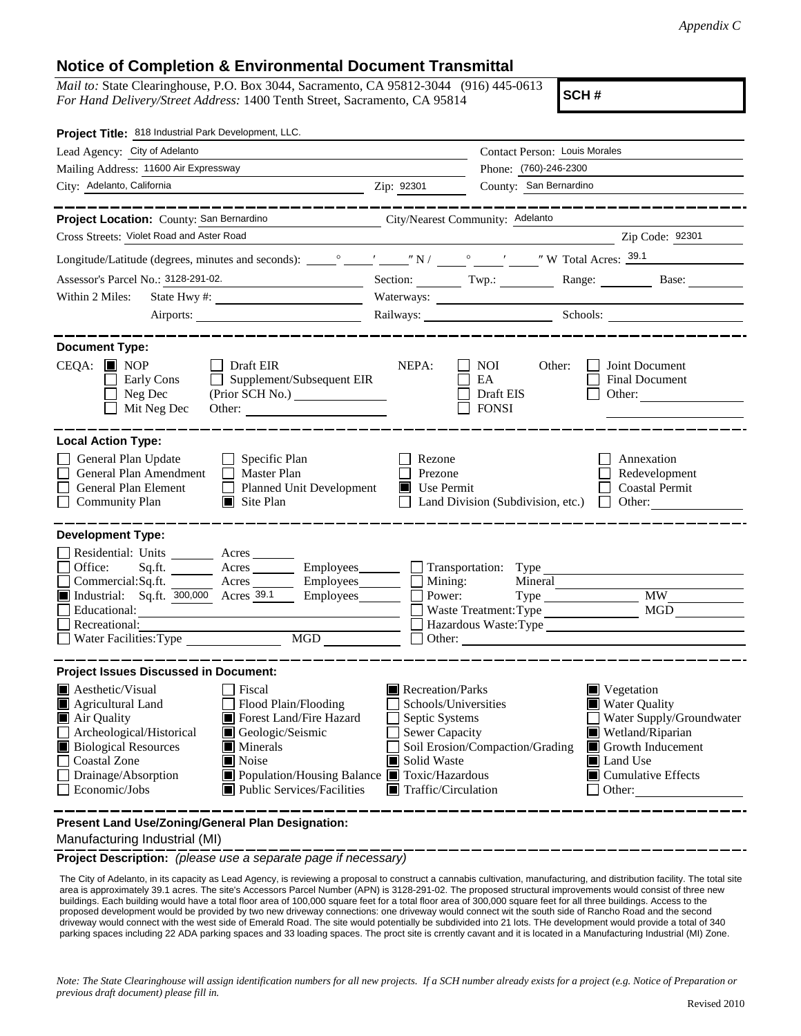*Appendix C*

## Notice of Completion & Environmental Document Transmittal

*Mail to:* State Clearinghouse, P.O. Box 3044, Sacramento, CA 95812-3044 (916) 445-0613
*For Hand Delivery/Street Address:* 1400 Tenth Street, Sacramento, CA 95814

**SCH #**

**Project Title:** 818 Industrial Park Development, LLC.

Lead Agency: City of Adelanto
Contact Person: Louis Morales
Mailing Address: 11600 Air Expressway
Phone: (760)-246-2300
City: Adelanto, California
Zip: 92301
County: San Bernardino

---

**Project Location:** County: San Bernardino
City/Nearest Community: Adelanto
Cross Streets: Violet Road and Aster Road
Zip Code: 92301
Longitude/Latitude (degrees, minutes and seconds): ____° ____′ ____″ N / ____° ____′ ____″ W Total Acres: 39.1
Assessor's Parcel No.: 3128-291-02.
Section: ____ Twp.: ____ Range: ____ Base: ____
Within 2 Miles: State Hwy #: ____ Waterways: ____
Airports: ____ Railways: ____ Schools: ____

---

**Document Type:**

CEQA: ■ NOP ☐ Draft EIR ☐ Early Cons ☐ Supplement/Subsequent EIR ☐ Neg Dec (Prior SCH No.) ____ ☐ Mit Neg Dec Other: ____

NEPA: ☐ NOI ☐ EA ☐ Draft EIS ☐ FONSI

Other: ☐ Joint Document ☐ Final Document ☐ Other: ____

---

**Local Action Type:**

☐ General Plan Update ☐ Specific Plan ☐ Rezone ☐ Annexation
☐ General Plan Amendment ☐ Master Plan ☐ Prezone ☐ Redevelopment
☐ General Plan Element ☐ Planned Unit Development ■ Use Permit ☐ Coastal Permit
☐ Community Plan ■ Site Plan ☐ Land Division (Subdivision, etc.) ☐ Other: ____

---

**Development Type:**

☐ Residential: Units ____ Acres ____
☐ Office: Sq.ft. ____ Acres ____ Employees ____
☐ Commercial: Sq.ft. ____ Acres ____ Employees ____
■ Industrial: Sq.ft. 300,000 Acres 39.1 Employees ____
☐ Educational: ____
☐ Recreational: ____
☐ Water Facilities: Type ____ MGD ____
☐ Transportation: Type ____
☐ Mining: Mineral ____
☐ Power: Type ____ MW ____
☐ Waste Treatment: Type ____ MGD ____
☐ Hazardous Waste: Type ____
☐ Other: ____

---

**Project Issues Discussed in Document:**

■ Aesthetic/Visual ☐ Fiscal ■ Recreation/Parks ■ Vegetation
■ Agricultural Land ☐ Flood Plain/Flooding ☐ Schools/Universities ■ Water Quality
■ Air Quality ■ Forest Land/Fire Hazard ☐ Septic Systems ☐ Water Supply/Groundwater
☐ Archeological/Historical ■ Geologic/Seismic ☐ Sewer Capacity ■ Wetland/Riparian
■ Biological Resources ■ Minerals ☐ Soil Erosion/Compaction/Grading ■ Growth Inducement
☐ Coastal Zone ■ Noise ■ Solid Waste ■ Land Use
☐ Drainage/Absorption ■ Population/Housing Balance ■ Toxic/Hazardous ■ Cumulative Effects
☐ Economic/Jobs ■ Public Services/Facilities ■ Traffic/Circulation ☐ Other: ____

---

**Present Land Use/Zoning/General Plan Designation:**

Manufacturing Industrial (MI)

**Project Description:** *(please use a separate page if necessary)*

The City of Adelanto, in its capacity as Lead Agency, is reviewing a proposal to construct a cannabis cultivation, manufacturing, and distribution facility. The total site area is approximately 39.1 acres. The site's Accessors Parcel Number (APN) is 3128-291-02. The proposed structural improvements would consist of three new buildings. Each building would have a total floor area of 100,000 square feet for a total floor area of 300,000 square feet for all three buildings. Access to the proposed development would be provided by two new driveway connections: one driveway would connect wit the south side of Rancho Road and the second driveway would connect with the west side of Emerald Road. The site would potentially be subdivided into 21 lots. THe development would provide a total of 340 parking spaces including 22 ADA parking spaces and 33 loading spaces. The proct site is crrently cavant and it is located in a Manufacturing Industrial (MI) Zone.

*Note: The State Clearinghouse will assign identification numbers for all new projects. If a SCH number already exists for a project (e.g. Notice of Preparation or previous draft document) please fill in.*

Revised 2010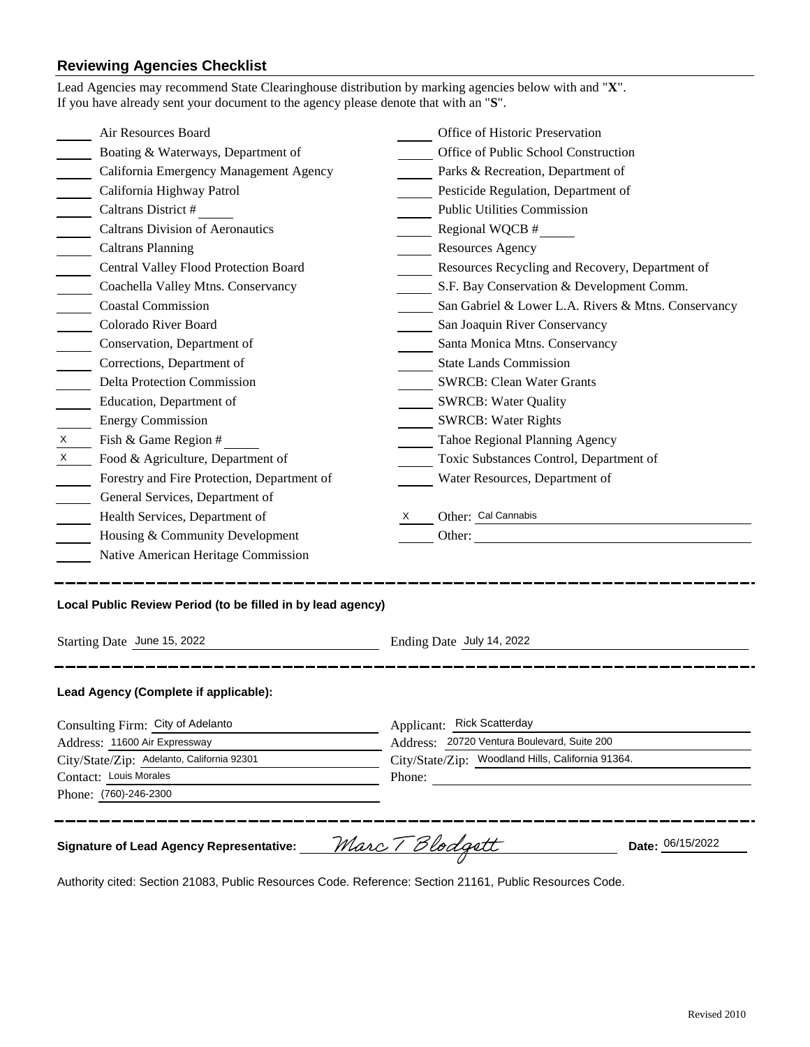## Reviewing Agencies Checklist

Lead Agencies may recommend State Clearinghouse distribution by marking agencies below with and "**X**".
If you have already sent your document to the agency please denote that with an "**S**".

| | | | |
|---|---|---|---|
| ____ | Air Resources Board | ____ | Office of Historic Preservation |
| ____ | Boating & Waterways, Department of | ____ | Office of Public School Construction |
| ____ | California Emergency Management Agency | ____ | Parks & Recreation, Department of |
| ____ | California Highway Patrol | ____ | Pesticide Regulation, Department of |
| ____ | Caltrans District # ____ | ____ | Public Utilities Commission |
| ____ | Caltrans Division of Aeronautics | ____ | Regional WQCB # ____ |
| ____ | Caltrans Planning | ____ | Resources Agency |
| ____ | Central Valley Flood Protection Board | ____ | Resources Recycling and Recovery, Department of |
| ____ | Coachella Valley Mtns. Conservancy | ____ | S.F. Bay Conservation & Development Comm. |
| ____ | Coastal Commission | ____ | San Gabriel & Lower L.A. Rivers & Mtns. Conservancy |
| ____ | Colorado River Board | ____ | San Joaquin River Conservancy |
| ____ | Conservation, Department of | ____ | Santa Monica Mtns. Conservancy |
| ____ | Corrections, Department of | ____ | State Lands Commission |
| ____ | Delta Protection Commission | ____ | SWRCB: Clean Water Grants |
| ____ | Education, Department of | ____ | SWRCB: Water Quality |
| ____ | Energy Commission | ____ | SWRCB: Water Rights |
| X | Fish & Game Region # ____ | ____ | Tahoe Regional Planning Agency |
| X | Food & Agriculture, Department of | ____ | Toxic Substances Control, Department of |
| ____ | Forestry and Fire Protection, Department of | ____ | Water Resources, Department of |
| ____ | General Services, Department of | | |
| ____ | Health Services, Department of | X | Other: Cal Cannabis |
| ____ | Housing & Community Development | ____ | Other: ____ |
| ____ | Native American Heritage Commission | | |

---

**Local Public Review Period (to be filled in by lead agency)**

Starting Date June 15, 2022 Ending Date July 14, 2022

---

**Lead Agency (Complete if applicable):**

| | |
|---|---|
| Consulting Firm: City of Adelanto | Applicant: Rick Scatterday |
| Address: 11600 Air Expressway | Address: 20720 Ventura Boulevard, Suite 200 |
| City/State/Zip: Adelanto, California 92301 | City/State/Zip: Woodland Hills, California 91364. |
| Contact: Louis Morales | Phone: |
| Phone: (760)-246-2300 | |

---

**Signature of Lead Agency Representative:** *Marc T Blodgett* **Date:** 06/15/2022

Authority cited: Section 21083, Public Resources Code. Reference: Section 21161, Public Resources Code.

Revised 2010